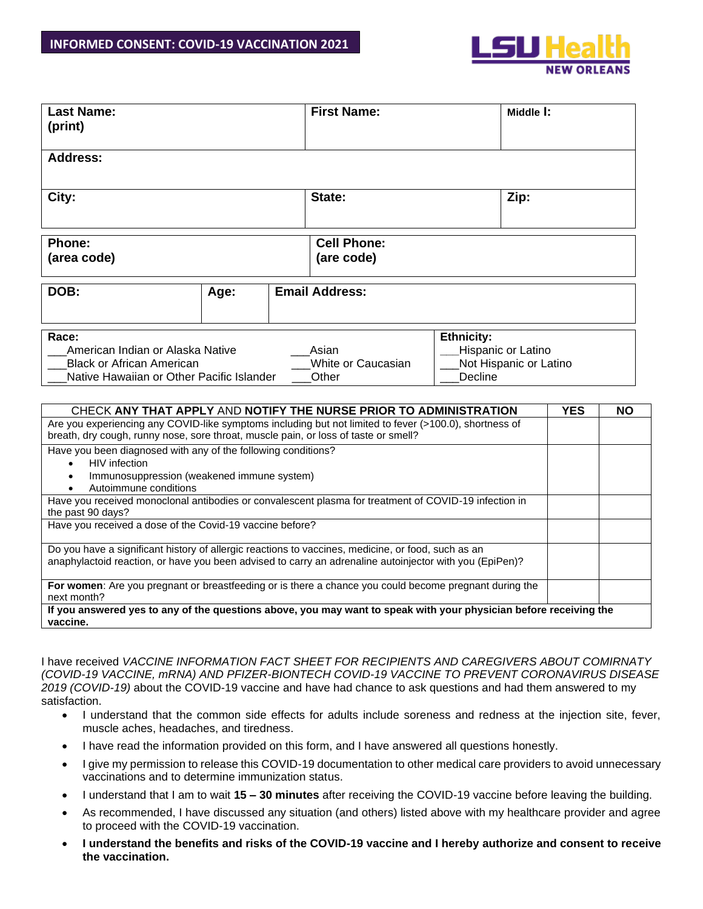# INFORMED CONSENT: COVID-19 VACCINATION 2021

LSU Health NEW ORLEANS

| **Last Name: (print)** | **First Name:** | **Middle I:** |
|---|---|---|
| **Address:** | | |
| **City:** | **State:** | **Zip:** |

| **Phone: (area code)** | **Cell Phone: (are code)** |
|---|---|

| **DOB:** | **Age:** | **Email Address:** |
|---|---|---|

| **Race:** | | **Ethnicity:** |
|---|---|---|
| ___American Indian or Alaska Native | ___Asian | ___Hispanic or Latino |
| ___Black or African American | ___White or Caucasian | ___Not Hispanic or Latino |
| ___Native Hawaiian or Other Pacific Islander | ___Other | ___Decline |

| CHECK **ANY THAT APPLY** AND **NOTIFY THE NURSE PRIOR TO ADMINISTRATION** | **YES** | **NO** |
|---|---|---|
| Are you experiencing any COVID-like symptoms including but not limited to fever (>100.0), shortness of breath, dry cough, runny nose, sore throat, muscle pain, or loss of taste or smell? | | |
| Have you been diagnosed with any of the following conditions?<br>• HIV infection<br>• Immunosuppression (weakened immune system)<br>• Autoimmune conditions | | |
| Have you received monoclonal antibodies or convalescent plasma for treatment of COVID-19 infection in the past 90 days? | | |
| Have you received a dose of the Covid-19 vaccine before? | | |
| Do you have a significant history of allergic reactions to vaccines, medicine, or food, such as an anaphylactoid reaction, or have you been advised to carry an adrenaline autoinjector with you (EpiPen)? | | |
| **For women**: Are you pregnant or breastfeeding or is there a chance you could become pregnant during the next month? | | |
| **If you answered yes to any of the questions above, you may want to speak with your physician before receiving the vaccine.** | | |

I have received *VACCINE INFORMATION FACT SHEET FOR RECIPIENTS AND CAREGIVERS ABOUT COMIRNATY (COVID-19 VACCINE, mRNA) AND PFIZER-BIONTECH COVID-19 VACCINE TO PREVENT CORONAVIRUS DISEASE 2019 (COVID-19)* about the COVID-19 vaccine and have had chance to ask questions and had them answered to my satisfaction.

- I understand that the common side effects for adults include soreness and redness at the injection site, fever, muscle aches, headaches, and tiredness.
- I have read the information provided on this form, and I have answered all questions honestly.
- I give my permission to release this COVID-19 documentation to other medical care providers to avoid unnecessary vaccinations and to determine immunization status.
- I understand that I am to wait **15 – 30 minutes** after receiving the COVID-19 vaccine before leaving the building.
- As recommended, I have discussed any situation (and others) listed above with my healthcare provider and agree to proceed with the COVID-19 vaccination.
- **I understand the benefits and risks of the COVID-19 vaccine and I hereby authorize and consent to receive the vaccination.**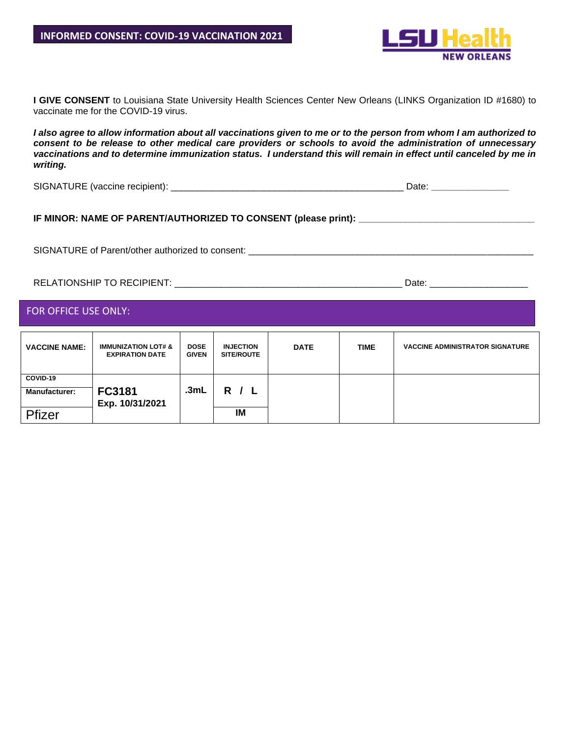# INFORMED CONSENT: COVID-19 VACCINATION 2021

LSU Health NEW ORLEANS

**I GIVE CONSENT** to Louisiana State University Health Sciences Center New Orleans (LINKS Organization ID #1680) to vaccinate me for the COVID-19 virus.

***I also agree to allow information about all vaccinations given to me or to the person from whom I am authorized to consent to be release to other medical care providers or schools to avoid the administration of unnecessary vaccinations and to determine immunization status. I understand this will remain in effect until canceled by me in writing.***

SIGNATURE (vaccine recipient): ____________________________________________ Date: _______________

**IF MINOR: NAME OF PARENT/AUTHORIZED TO CONSENT (please print):** __________________________________

SIGNATURE of Parent/other authorized to consent: _______________________________________________________

RELATIONSHIP TO RECIPIENT: ____________________________________________ Date: ___________________

## FOR OFFICE USE ONLY:

| VACCINE NAME: | IMMUNIZATION LOT# & EXPIRATION DATE | DOSE GIVEN | INJECTION SITE/ROUTE | DATE | TIME | VACCINE ADMINISTRATOR SIGNATURE |
|---|---|---|---|---|---|---|
| COVID-19<br>Manufacturer:<br>Pfizer | **FC3181**<br>**Exp. 10/31/2021** | **.3mL** | **R / L**<br>**IM** | | | |